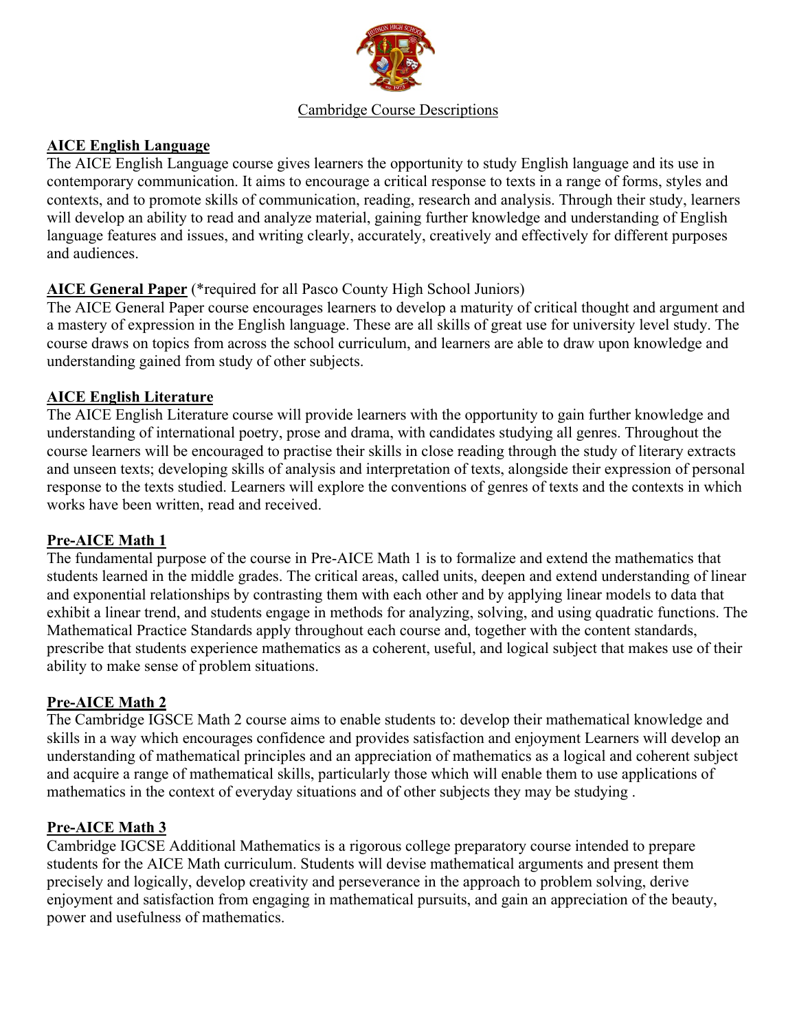# Cambridge Course Descriptions

## AICE English Language

The AICE English Language course gives learners the opportunity to study English language and its use in contemporary communication. It aims to encourage a critical response to texts in a range of forms, styles and contexts, and to promote skills of communication, reading, research and analysis. Through their study, learners will develop an ability to read and analyze material, gaining further knowledge and understanding of English language features and issues, and writing clearly, accurately, creatively and effectively for different purposes and audiences.

## AICE General Paper (*required for all Pasco County High School Juniors)

The AICE General Paper course encourages learners to develop a maturity of critical thought and argument and a mastery of expression in the English language. These are all skills of great use for university level study. The course draws on topics from across the school curriculum, and learners are able to draw upon knowledge and understanding gained from study of other subjects.

## AICE English Literature

The AICE English Literature course will provide learners with the opportunity to gain further knowledge and understanding of international poetry, prose and drama, with candidates studying all genres. Throughout the course learners will be encouraged to practise their skills in close reading through the study of literary extracts and unseen texts; developing skills of analysis and interpretation of texts, alongside their expression of personal response to the texts studied. Learners will explore the conventions of genres of texts and the contexts in which works have been written, read and received.

## Pre-AICE Math 1

The fundamental purpose of the course in Pre-AICE Math 1 is to formalize and extend the mathematics that students learned in the middle grades. The critical areas, called units, deepen and extend understanding of linear and exponential relationships by contrasting them with each other and by applying linear models to data that exhibit a linear trend, and students engage in methods for analyzing, solving, and using quadratic functions. The Mathematical Practice Standards apply throughout each course and, together with the content standards, prescribe that students experience mathematics as a coherent, useful, and logical subject that makes use of their ability to make sense of problem situations.

## Pre-AICE Math 2

The Cambridge IGSCE Math 2 course aims to enable students to: develop their mathematical knowledge and skills in a way which encourages confidence and provides satisfaction and enjoyment Learners will develop an understanding of mathematical principles and an appreciation of mathematics as a logical and coherent subject and acquire a range of mathematical skills, particularly those which will enable them to use applications of mathematics in the context of everyday situations and of other subjects they may be studying .

## Pre-AICE Math 3

Cambridge IGSCE Additional Mathematics is a rigorous college preparatory course intended to prepare students for the AICE Math curriculum. Students will devise mathematical arguments and present them precisely and logically, develop creativity and perseverance in the approach to problem solving, derive enjoyment and satisfaction from engaging in mathematical pursuits, and gain an appreciation of the beauty, power and usefulness of mathematics.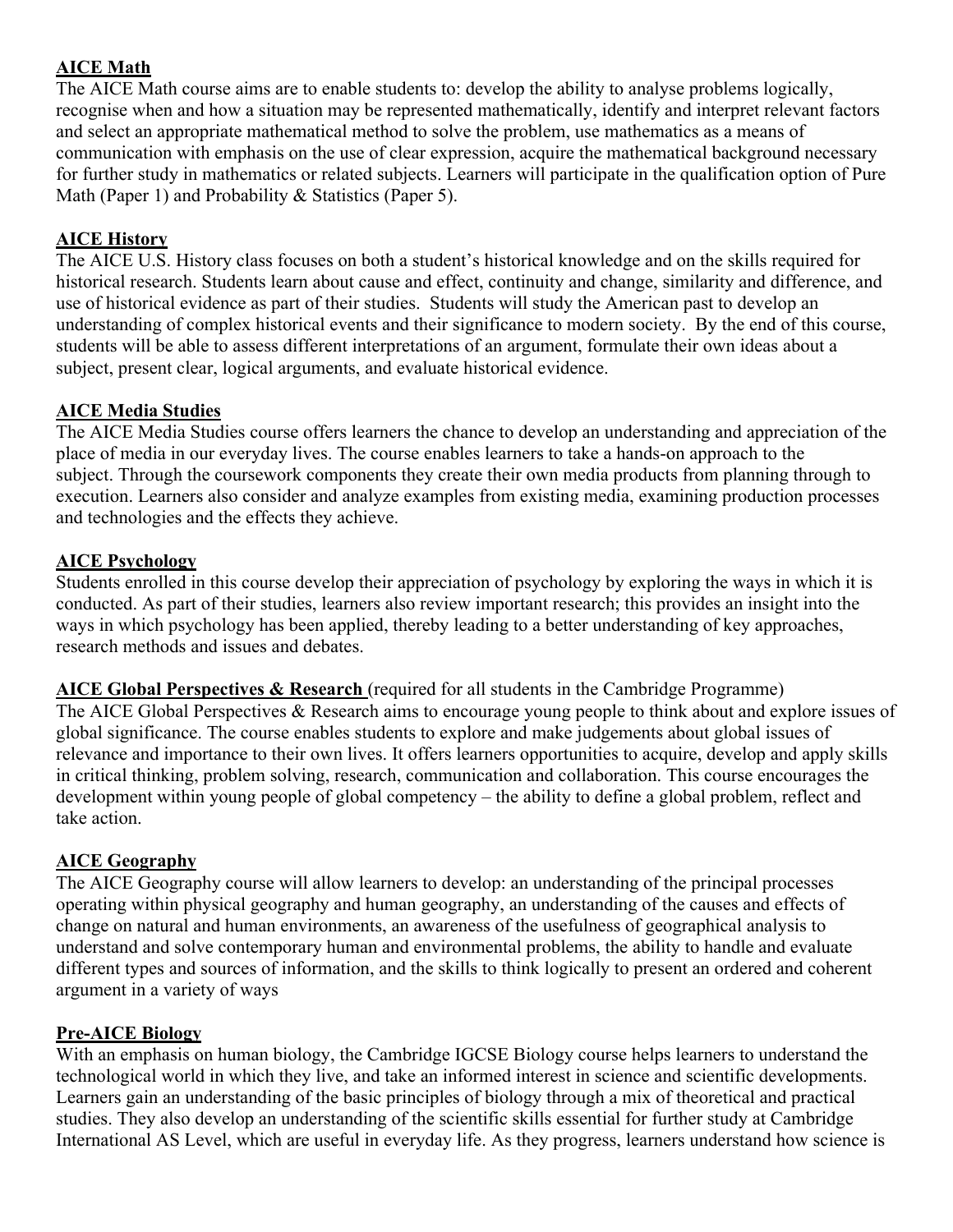**AICE Math**

The AICE Math course aims are to enable students to: develop the ability to analyse problems logically, recognise when and how a situation may be represented mathematically, identify and interpret relevant factors and select an appropriate mathematical method to solve the problem, use mathematics as a means of communication with emphasis on the use of clear expression, acquire the mathematical background necessary for further study in mathematics or related subjects. Learners will participate in the qualification option of Pure Math (Paper 1) and Probability & Statistics (Paper 5).

**AICE History**

The AICE U.S. History class focuses on both a student's historical knowledge and on the skills required for historical research. Students learn about cause and effect, continuity and change, similarity and difference, and use of historical evidence as part of their studies. Students will study the American past to develop an understanding of complex historical events and their significance to modern society. By the end of this course, students will be able to assess different interpretations of an argument, formulate their own ideas about a subject, present clear, logical arguments, and evaluate historical evidence.

**AICE Media Studies**

The AICE Media Studies course offers learners the chance to develop an understanding and appreciation of the place of media in our everyday lives. The course enables learners to take a hands-on approach to the subject. Through the coursework components they create their own media products from planning through to execution. Learners also consider and analyze examples from existing media, examining production processes and technologies and the effects they achieve.

**AICE Psychology**

Students enrolled in this course develop their appreciation of psychology by exploring the ways in which it is conducted. As part of their studies, learners also review important research; this provides an insight into the ways in which psychology has been applied, thereby leading to a better understanding of key approaches, research methods and issues and debates.

**AICE Global Perspectives & Research** (required for all students in the Cambridge Programme)

The AICE Global Perspectives & Research aims to encourage young people to think about and explore issues of global significance. The course enables students to explore and make judgements about global issues of relevance and importance to their own lives. It offers learners opportunities to acquire, develop and apply skills in critical thinking, problem solving, research, communication and collaboration. This course encourages the development within young people of global competency – the ability to define a global problem, reflect and take action.

**AICE Geography**

The AICE Geography course will allow learners to develop: an understanding of the principal processes operating within physical geography and human geography, an understanding of the causes and effects of change on natural and human environments, an awareness of the usefulness of geographical analysis to understand and solve contemporary human and environmental problems, the ability to handle and evaluate different types and sources of information, and the skills to think logically to present an ordered and coherent argument in a variety of ways

**Pre-AICE Biology**

With an emphasis on human biology, the Cambridge IGCSE Biology course helps learners to understand the technological world in which they live, and take an informed interest in science and scientific developments. Learners gain an understanding of the basic principles of biology through a mix of theoretical and practical studies. They also develop an understanding of the scientific skills essential for further study at Cambridge International AS Level, which are useful in everyday life. As they progress, learners understand how science is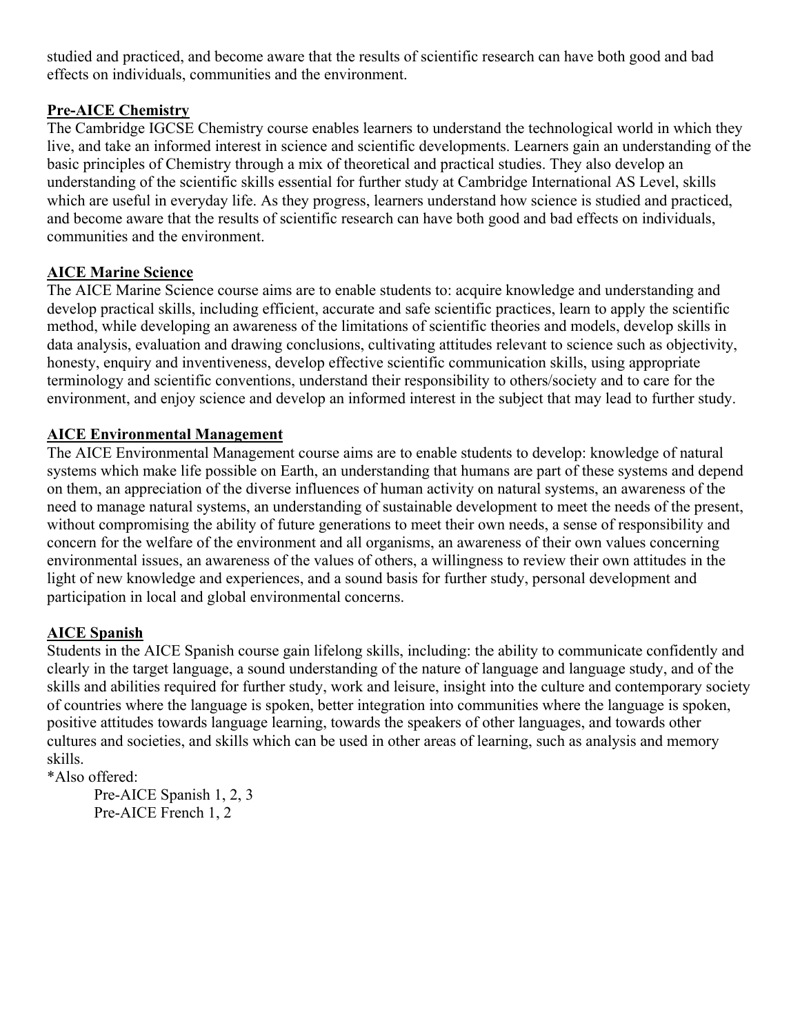studied and practiced, and become aware that the results of scientific research can have both good and bad effects on individuals, communities and the environment.

**Pre-AICE Chemistry**

The Cambridge IGCSE Chemistry course enables learners to understand the technological world in which they live, and take an informed interest in science and scientific developments. Learners gain an understanding of the basic principles of Chemistry through a mix of theoretical and practical studies. They also develop an understanding of the scientific skills essential for further study at Cambridge International AS Level, skills which are useful in everyday life. As they progress, learners understand how science is studied and practiced, and become aware that the results of scientific research can have both good and bad effects on individuals, communities and the environment.

**AICE Marine Science**

The AICE Marine Science course aims are to enable students to: acquire knowledge and understanding and develop practical skills, including efficient, accurate and safe scientific practices, learn to apply the scientific method, while developing an awareness of the limitations of scientific theories and models, develop skills in data analysis, evaluation and drawing conclusions, cultivating attitudes relevant to science such as objectivity, honesty, enquiry and inventiveness, develop effective scientific communication skills, using appropriate terminology and scientific conventions, understand their responsibility to others/society and to care for the environment, and enjoy science and develop an informed interest in the subject that may lead to further study.

**AICE Environmental Management**

The AICE Environmental Management course aims are to enable students to develop: knowledge of natural systems which make life possible on Earth, an understanding that humans are part of these systems and depend on them, an appreciation of the diverse influences of human activity on natural systems, an awareness of the need to manage natural systems, an understanding of sustainable development to meet the needs of the present, without compromising the ability of future generations to meet their own needs, a sense of responsibility and concern for the welfare of the environment and all organisms, an awareness of their own values concerning environmental issues, an awareness of the values of others, a willingness to review their own attitudes in the light of new knowledge and experiences, and a sound basis for further study, personal development and participation in local and global environmental concerns.

**AICE Spanish**

Students in the AICE Spanish course gain lifelong skills, including: the ability to communicate confidently and clearly in the target language, a sound understanding of the nature of language and language study, and of the skills and abilities required for further study, work and leisure, insight into the culture and contemporary society of countries where the language is spoken, better integration into communities where the language is spoken, positive attitudes towards language learning, towards the speakers of other languages, and towards other cultures and societies, and skills which can be used in other areas of learning, such as analysis and memory skills.

*Also offered:

Pre-AICE Spanish 1, 2, 3

Pre-AICE French 1, 2